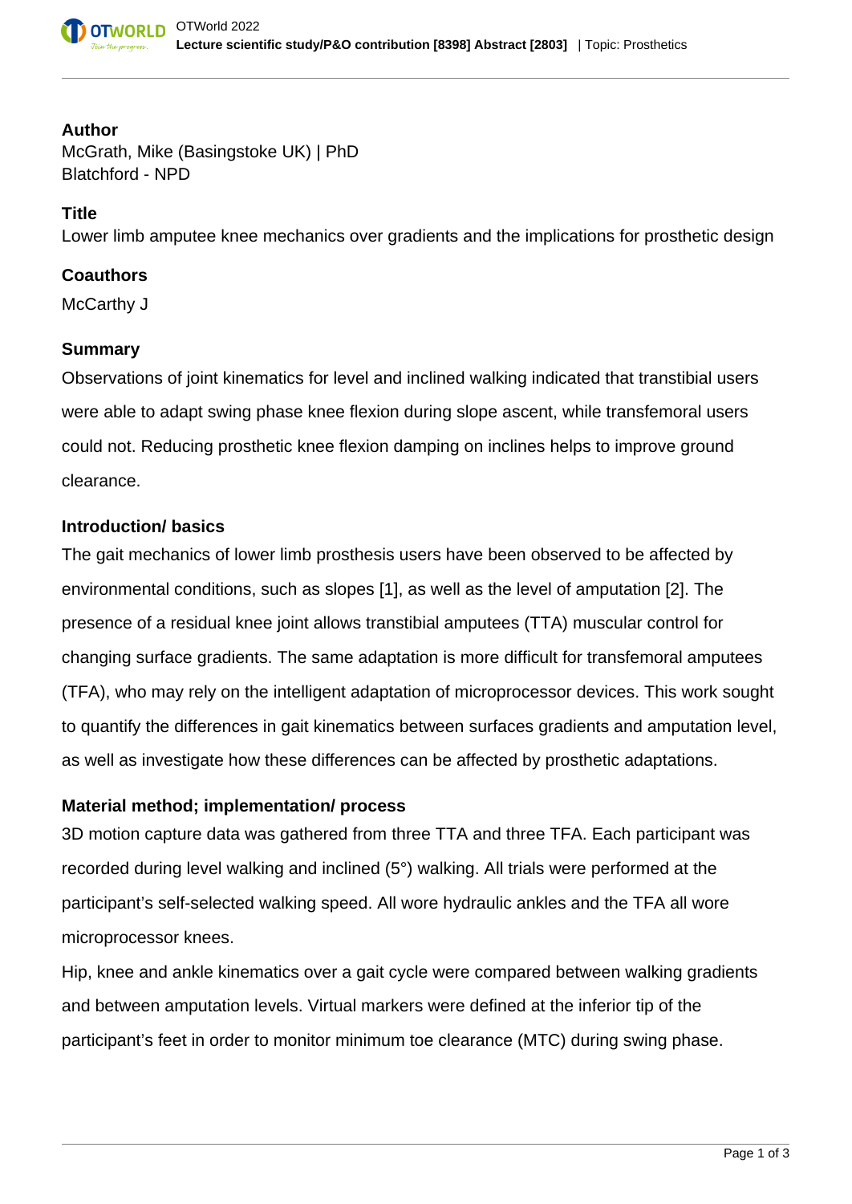## Author

McGrath, Mike (Basingstoke UK) | PhD
Blatchford - NPD

## Title

Lower limb amputee knee mechanics over gradients and the implications for prosthetic design

## Coauthors

McCarthy J

## Summary

Observations of joint kinematics for level and inclined walking indicated that transtibial users were able to adapt swing phase knee flexion during slope ascent, while transfemoral users could not. Reducing prosthetic knee flexion damping on inclines helps to improve ground clearance.

## Introduction/ basics

The gait mechanics of lower limb prosthesis users have been observed to be affected by environmental conditions, such as slopes [1], as well as the level of amputation [2]. The presence of a residual knee joint allows transtibial amputees (TTA) muscular control for changing surface gradients. The same adaptation is more difficult for transfemoral amputees (TFA), who may rely on the intelligent adaptation of microprocessor devices. This work sought to quantify the differences in gait kinematics between surfaces gradients and amputation level, as well as investigate how these differences can be affected by prosthetic adaptations.

## Material method; implementation/ process

3D motion capture data was gathered from three TTA and three TFA. Each participant was recorded during level walking and inclined (5°) walking. All trials were performed at the participant’s self-selected walking speed. All wore hydraulic ankles and the TFA all wore microprocessor knees.

Hip, knee and ankle kinematics over a gait cycle were compared between walking gradients and between amputation levels. Virtual markers were defined at the inferior tip of the participant’s feet in order to monitor minimum toe clearance (MTC) during swing phase.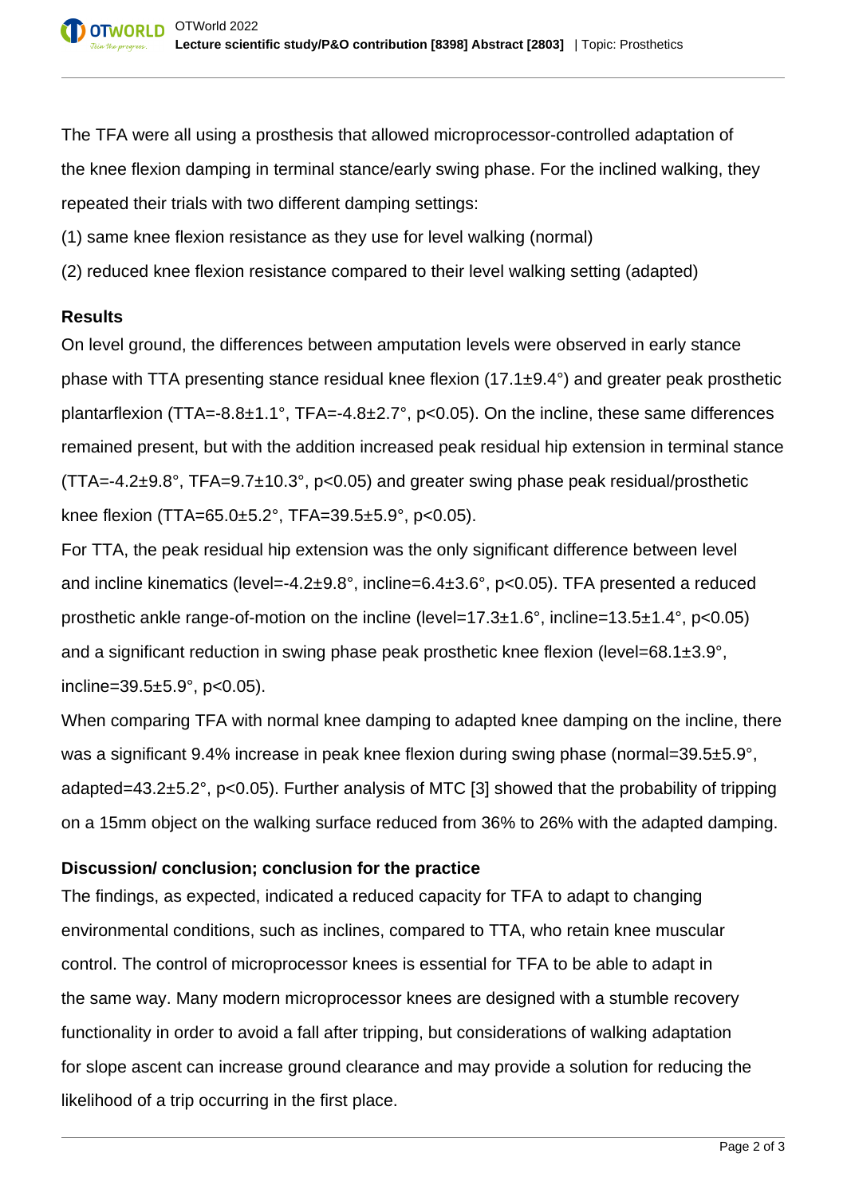The TFA were all using a prosthesis that allowed microprocessor-controlled adaptation of the knee flexion damping in terminal stance/early swing phase. For the inclined walking, they repeated their trials with two different damping settings:

(1) same knee flexion resistance as they use for level walking (normal)

(2) reduced knee flexion resistance compared to their level walking setting (adapted)

**Results**

On level ground, the differences between amputation levels were observed in early stance phase with TTA presenting stance residual knee flexion (17.1±9.4°) and greater peak prosthetic plantarflexion (TTA=-8.8±1.1°, TFA=-4.8±2.7°, $p<0.05$). On the incline, these same differences remained present, but with the addition increased peak residual hip extension in terminal stance (TTA=-4.2±9.8°, TFA=9.7±10.3°, $p<0.05$) and greater swing phase peak residual/prosthetic knee flexion (TTA=65.0±5.2°, TFA=39.5±5.9°, $p<0.05$).

For TTA, the peak residual hip extension was the only significant difference between level and incline kinematics (level=-4.2±9.8°, incline=6.4±3.6°, $p<0.05$). TFA presented a reduced prosthetic ankle range-of-motion on the incline (level=17.3±1.6°, incline=13.5±1.4°, $p<0.05$) and a significant reduction in swing phase peak prosthetic knee flexion (level=68.1±3.9°, incline=39.5±5.9°, $p<0.05$).

When comparing TFA with normal knee damping to adapted knee damping on the incline, there was a significant 9.4% increase in peak knee flexion during swing phase (normal=39.5±5.9°, adapted=43.2±5.2°, $p<0.05$). Further analysis of MTC [3] showed that the probability of tripping on a 15mm object on the walking surface reduced from 36% to 26% with the adapted damping.

**Discussion/ conclusion; conclusion for the practice**

The findings, as expected, indicated a reduced capacity for TFA to adapt to changing environmental conditions, such as inclines, compared to TTA, who retain knee muscular control. The control of microprocessor knees is essential for TFA to be able to adapt in the same way. Many modern microprocessor knees are designed with a stumble recovery functionality in order to avoid a fall after tripping, but considerations of walking adaptation for slope ascent can increase ground clearance and may provide a solution for reducing the likelihood of a trip occurring in the first place.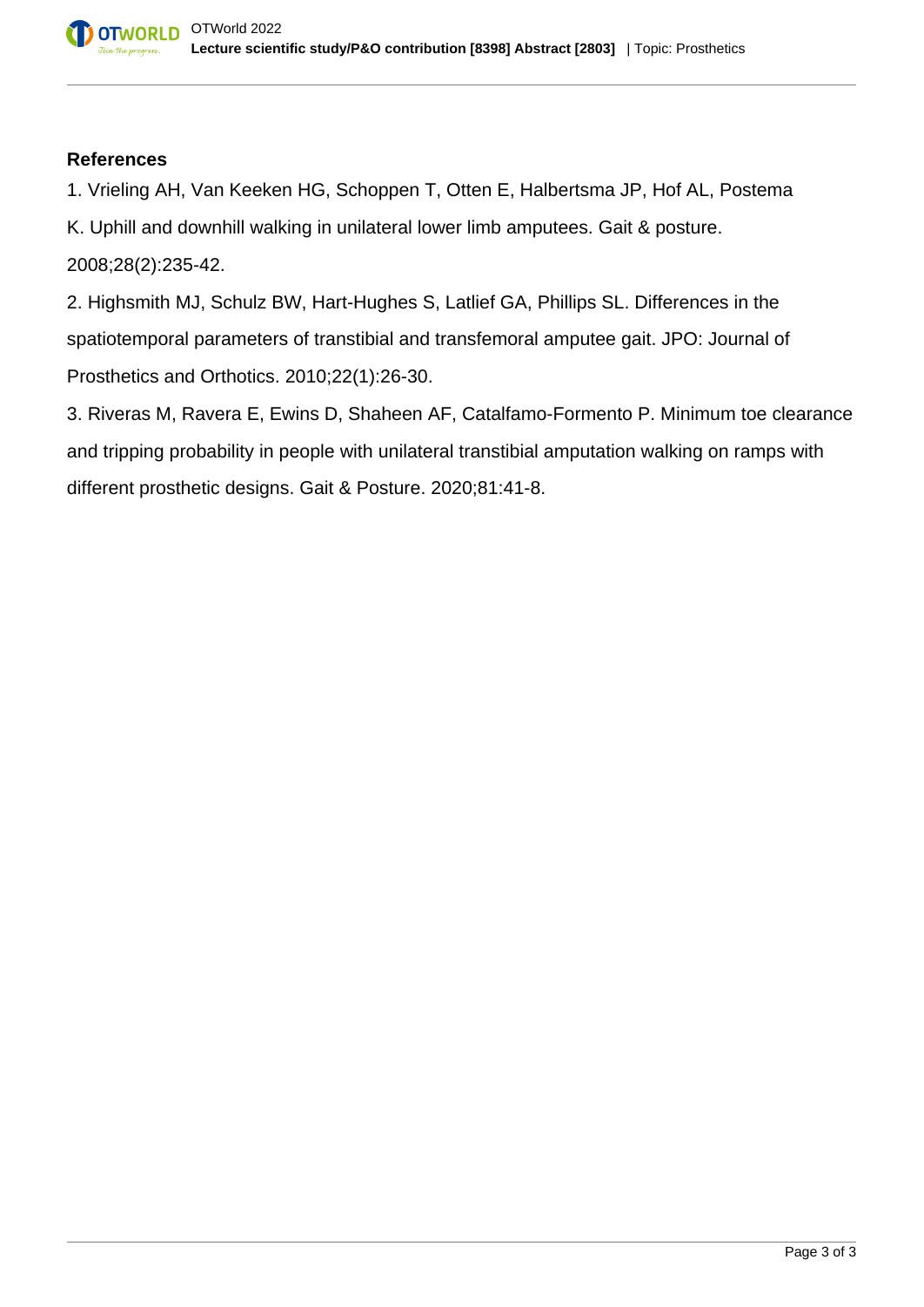## References

1. Vrieling AH, Van Keeken HG, Schoppen T, Otten E, Halbertsma JP, Hof AL, Postema K. Uphill and downhill walking in unilateral lower limb amputees. Gait & posture. 2008;28(2):235-42.

2. Highsmith MJ, Schulz BW, Hart-Hughes S, Latlief GA, Phillips SL. Differences in the spatiotemporal parameters of transtibial and transfemoral amputee gait. JPO: Journal of Prosthetics and Orthotics. 2010;22(1):26-30.

3. Riveras M, Ravera E, Ewins D, Shaheen AF, Catalfamo-Formento P. Minimum toe clearance and tripping probability in people with unilateral transtibial amputation walking on ramps with different prosthetic designs. Gait & Posture. 2020;81:41-8.